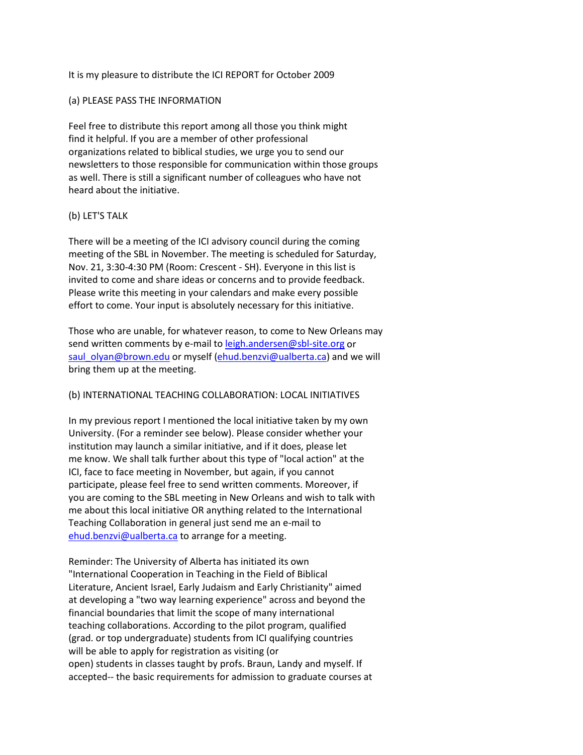It is my pleasure to distribute the ICI REPORT for October 2009

(a) PLEASE PASS THE INFORMATION

Feel free to distribute this report among all those you think might find it helpful. If you are a member of other professional organizations related to biblical studies, we urge you to send our newsletters to those responsible for communication within those groups as well. There is still a significant number of colleagues who have not heard about the initiative.

(b) LET'S TALK

There will be a meeting of the ICI advisory council during the coming meeting of the SBL in November. The meeting is scheduled for Saturday, Nov. 21, 3:30-4:30 PM (Room: Crescent - SH). Everyone in this list is invited to come and share ideas or concerns and to provide feedback. Please write this meeting in your calendars and make every possible effort to come. Your input is absolutely necessary for this initiative.

Those who are unable, for whatever reason, to come to New Orleans may send written comments by e-mail to leigh.andersen@sbl-site.org or saul_olyan@brown.edu or myself (ehud.benzvi@ualberta.ca) and we will bring them up at the meeting.

(b) INTERNATIONAL TEACHING COLLABORATION: LOCAL INITIATIVES

In my previous report I mentioned the local initiative taken by my own University. (For a reminder see below). Please consider whether your institution may launch a similar initiative, and if it does, please let me know. We shall talk further about this type of "local action" at the ICI, face to face meeting in November, but again, if you cannot participate, please feel free to send written comments. Moreover, if you are coming to the SBL meeting in New Orleans and wish to talk with me about this local initiative OR anything related to the International Teaching Collaboration in general just send me an e-mail to ehud.benzvi@ualberta.ca to arrange for a meeting.

Reminder: The University of Alberta has initiated its own "International Cooperation in Teaching in the Field of Biblical Literature, Ancient Israel, Early Judaism and Early Christianity" aimed at developing a "two way learning experience" across and beyond the financial boundaries that limit the scope of many international teaching collaborations. According to the pilot program, qualified (grad. or top undergraduate) students from ICI qualifying countries will be able to apply for registration as visiting (or open) students in classes taught by profs. Braun, Landy and myself. If accepted-- the basic requirements for admission to graduate courses at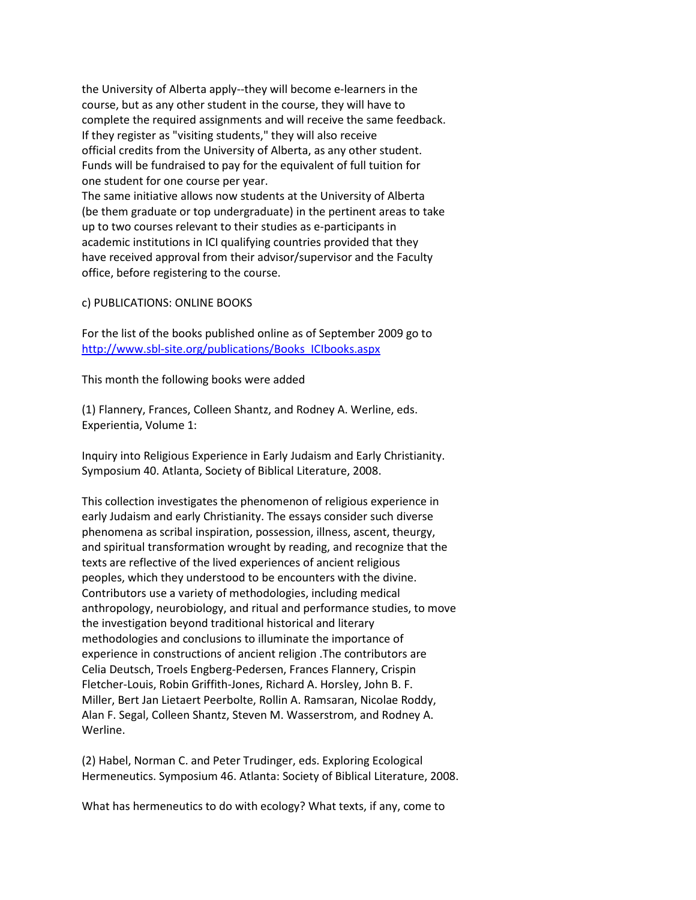the University of Alberta apply--they will become e-learners in the course, but as any other student in the course, they will have to complete the required assignments and will receive the same feedback. If they register as "visiting students," they will also receive official credits from the University of Alberta, as any other student. Funds will be fundraised to pay for the equivalent of full tuition for one student for one course per year.

The same initiative allows now students at the University of Alberta (be them graduate or top undergraduate) in the pertinent areas to take up to two courses relevant to their studies as e-participants in academic institutions in ICI qualifying countries provided that they have received approval from their advisor/supervisor and the Faculty office, before registering to the course.

c) PUBLICATIONS: ONLINE BOOKS

For the list of the books published online as of September 2009 go to [http://www.sbl-site.org/publications/Books_ICIbooks.aspx](http://www.sbl-site.org/publications/Books_ICIbooks.aspx)

This month the following books were added

(1) Flannery, Frances, Colleen Shantz, and Rodney A. Werline, eds. Experientia, Volume 1:

Inquiry into Religious Experience in Early Judaism and Early Christianity. Symposium 40. Atlanta, Society of Biblical Literature, 2008.

This collection investigates the phenomenon of religious experience in early Judaism and early Christianity. The essays consider such diverse phenomena as scribal inspiration, possession, illness, ascent, theurgy, and spiritual transformation wrought by reading, and recognize that the texts are reflective of the lived experiences of ancient religious peoples, which they understood to be encounters with the divine. Contributors use a variety of methodologies, including medical anthropology, neurobiology, and ritual and performance studies, to move the investigation beyond traditional historical and literary methodologies and conclusions to illuminate the importance of experience in constructions of ancient religion .The contributors are Celia Deutsch, Troels Engberg-Pedersen, Frances Flannery, Crispin Fletcher-Louis, Robin Griffith-Jones, Richard A. Horsley, John B. F. Miller, Bert Jan Lietaert Peerbolte, Rollin A. Ramsaran, Nicolae Roddy, Alan F. Segal, Colleen Shantz, Steven M. Wasserstrom, and Rodney A. Werline.

(2) Habel, Norman C. and Peter Trudinger, eds. Exploring Ecological Hermeneutics. Symposium 46. Atlanta: Society of Biblical Literature, 2008.

What has hermeneutics to do with ecology? What texts, if any, come to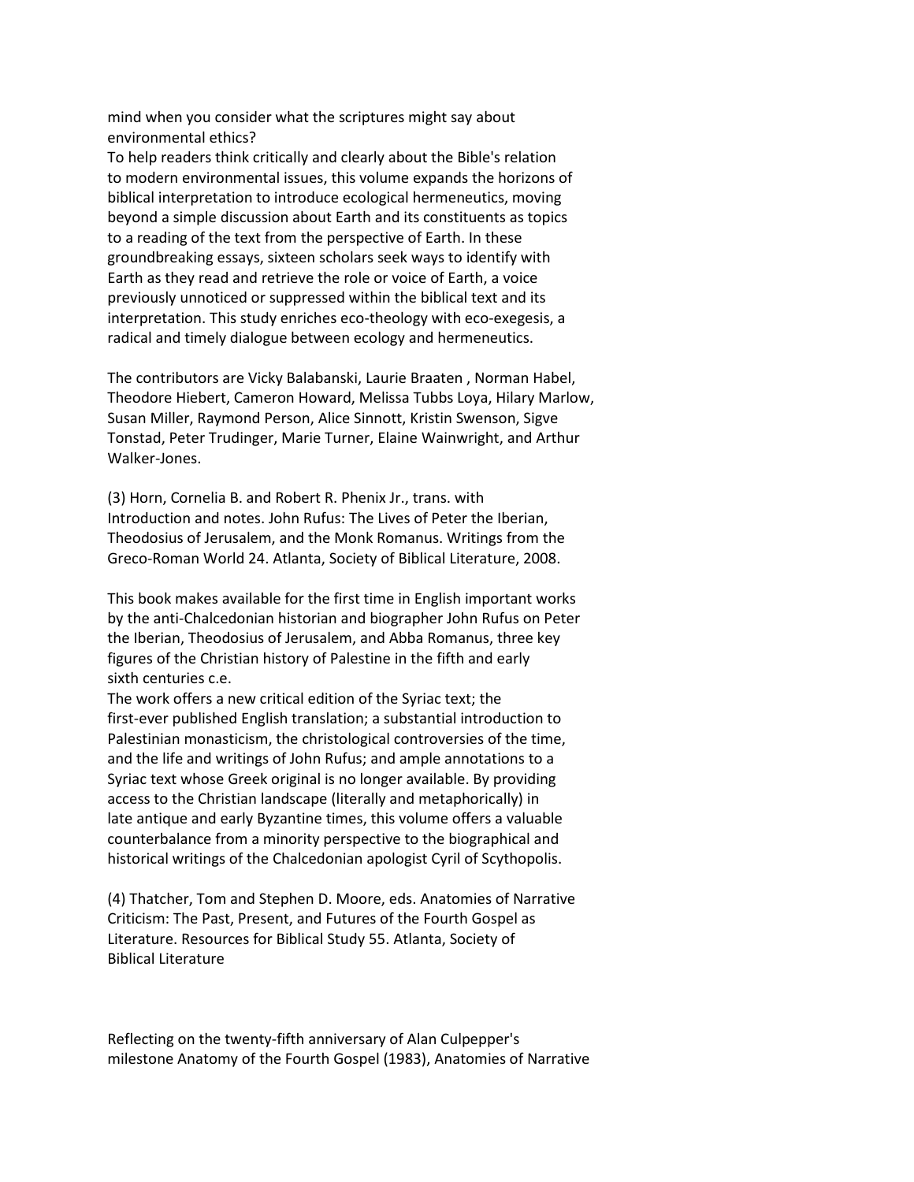mind when you consider what the scriptures might say about environmental ethics?

To help readers think critically and clearly about the Bible's relation to modern environmental issues, this volume expands the horizons of biblical interpretation to introduce ecological hermeneutics, moving beyond a simple discussion about Earth and its constituents as topics to a reading of the text from the perspective of Earth. In these groundbreaking essays, sixteen scholars seek ways to identify with Earth as they read and retrieve the role or voice of Earth, a voice previously unnoticed or suppressed within the biblical text and its interpretation. This study enriches eco-theology with eco-exegesis, a radical and timely dialogue between ecology and hermeneutics.

The contributors are Vicky Balabanski, Laurie Braaten , Norman Habel, Theodore Hiebert, Cameron Howard, Melissa Tubbs Loya, Hilary Marlow, Susan Miller, Raymond Person, Alice Sinnott, Kristin Swenson, Sigve Tonstad, Peter Trudinger, Marie Turner, Elaine Wainwright, and Arthur Walker-Jones.

(3) Horn, Cornelia B. and Robert R. Phenix Jr., trans. with Introduction and notes. John Rufus: The Lives of Peter the Iberian, Theodosius of Jerusalem, and the Monk Romanus. Writings from the Greco-Roman World 24. Atlanta, Society of Biblical Literature, 2008.

This book makes available for the first time in English important works by the anti-Chalcedonian historian and biographer John Rufus on Peter the Iberian, Theodosius of Jerusalem, and Abba Romanus, three key figures of the Christian history of Palestine in the fifth and early sixth centuries c.e.

The work offers a new critical edition of the Syriac text; the first-ever published English translation; a substantial introduction to Palestinian monasticism, the christological controversies of the time, and the life and writings of John Rufus; and ample annotations to a Syriac text whose Greek original is no longer available. By providing access to the Christian landscape (literally and metaphorically) in late antique and early Byzantine times, this volume offers a valuable counterbalance from a minority perspective to the biographical and historical writings of the Chalcedonian apologist Cyril of Scythopolis.

(4) Thatcher, Tom and Stephen D. Moore, eds. Anatomies of Narrative Criticism: The Past, Present, and Futures of the Fourth Gospel as Literature. Resources for Biblical Study 55. Atlanta, Society of Biblical Literature

Reflecting on the twenty-fifth anniversary of Alan Culpepper's milestone Anatomy of the Fourth Gospel (1983), Anatomies of Narrative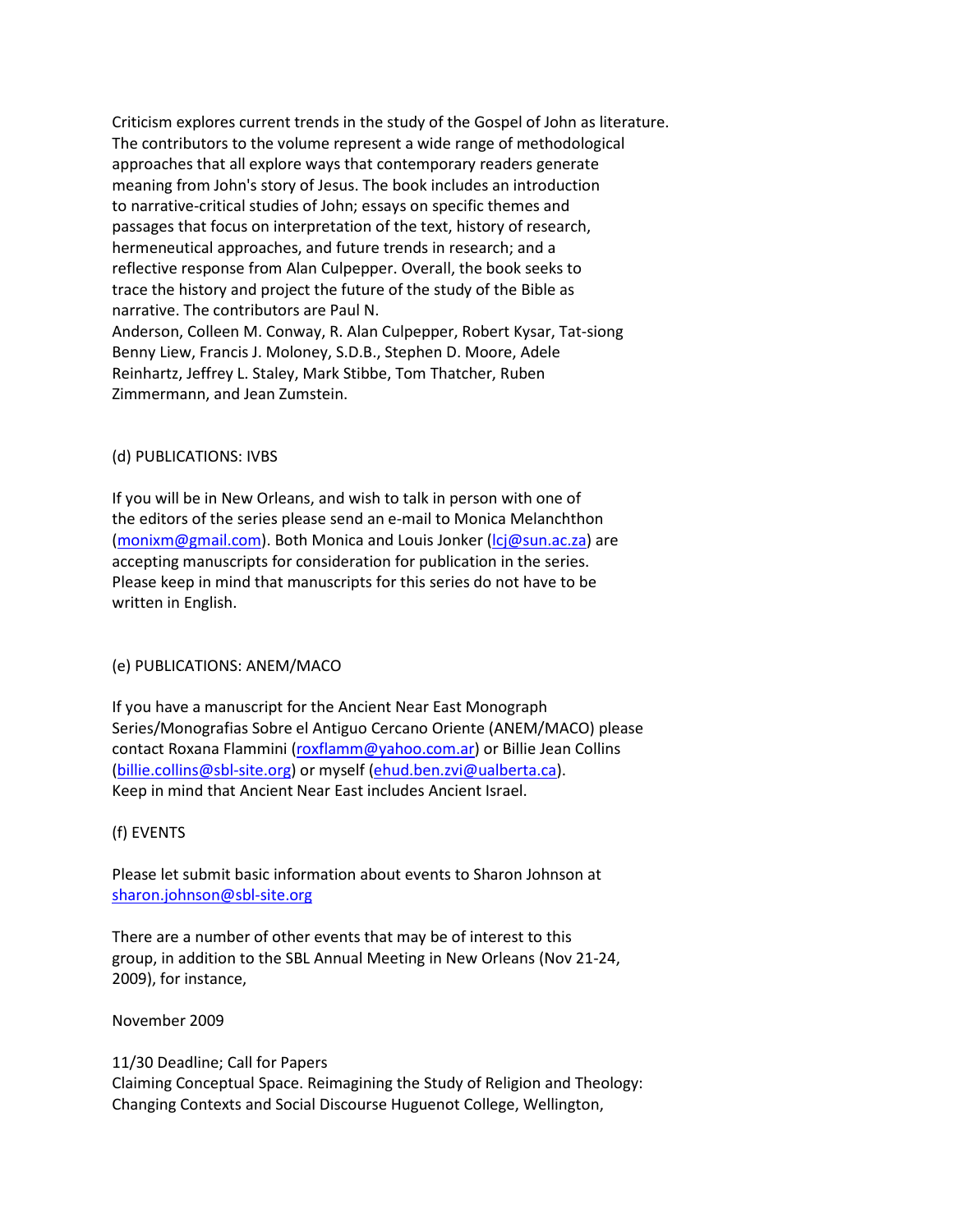Criticism explores current trends in the study of the Gospel of John as literature. The contributors to the volume represent a wide range of methodological approaches that all explore ways that contemporary readers generate meaning from John's story of Jesus. The book includes an introduction to narrative-critical studies of John; essays on specific themes and passages that focus on interpretation of the text, history of research, hermeneutical approaches, and future trends in research; and a reflective response from Alan Culpepper. Overall, the book seeks to trace the history and project the future of the study of the Bible as narrative. The contributors are Paul N. Anderson, Colleen M. Conway, R. Alan Culpepper, Robert Kysar, Tat-siong Benny Liew, Francis J. Moloney, S.D.B., Stephen D. Moore, Adele Reinhartz, Jeffrey L. Staley, Mark Stibbe, Tom Thatcher, Ruben Zimmermann, and Jean Zumstein.

(d) PUBLICATIONS: IVBS

If you will be in New Orleans, and wish to talk in person with one of the editors of the series please send an e-mail to Monica Melanchthon (monixm@gmail.com). Both Monica and Louis Jonker (lcj@sun.ac.za) are accepting manuscripts for consideration for publication in the series. Please keep in mind that manuscripts for this series do not have to be written in English.

(e) PUBLICATIONS: ANEM/MACO

If you have a manuscript for the Ancient Near East Monograph Series/Monografias Sobre el Antiguo Cercano Oriente (ANEM/MACO) please contact Roxana Flammini (roxflamm@yahoo.com.ar) or Billie Jean Collins (billie.collins@sbl-site.org) or myself (ehud.ben.zvi@ualberta.ca). Keep in mind that Ancient Near East includes Ancient Israel.

(f) EVENTS

Please let submit basic information about events to Sharon Johnson at sharon.johnson@sbl-site.org

There are a number of other events that may be of interest to this group, in addition to the SBL Annual Meeting in New Orleans (Nov 21-24, 2009), for instance,

November 2009

11/30 Deadline; Call for Papers
Claiming Conceptual Space. Reimagining the Study of Religion and Theology: Changing Contexts and Social Discourse Huguenot College, Wellington,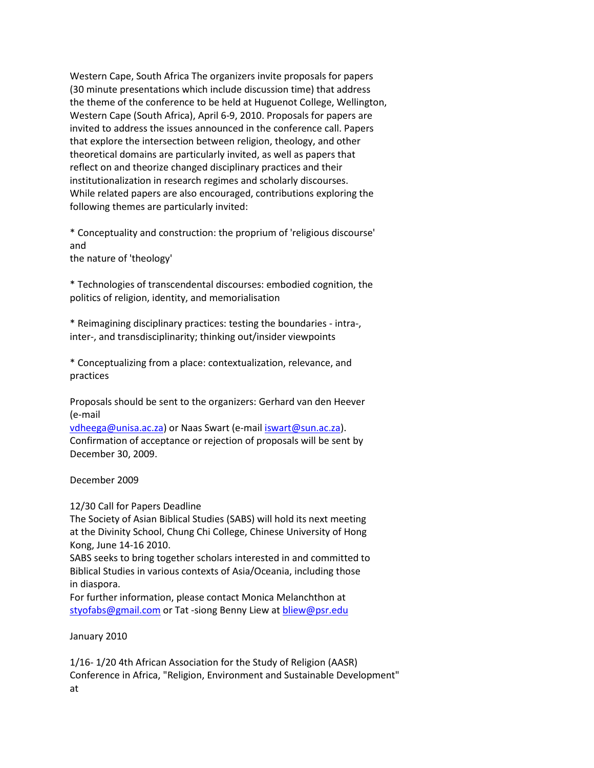Western Cape, South Africa The organizers invite proposals for papers (30 minute presentations which include discussion time) that address the theme of the conference to be held at Huguenot College, Wellington, Western Cape (South Africa), April 6-9, 2010. Proposals for papers are invited to address the issues announced in the conference call. Papers that explore the intersection between religion, theology, and other theoretical domains are particularly invited, as well as papers that reflect on and theorize changed disciplinary practices and their institutionalization in research regimes and scholarly discourses. While related papers are also encouraged, contributions exploring the following themes are particularly invited:

* Conceptuality and construction: the proprium of 'religious discourse' and
the nature of 'theology'

* Technologies of transcendental discourses: embodied cognition, the politics of religion, identity, and memorialisation

* Reimagining disciplinary practices: testing the boundaries - intra-, inter-, and transdisciplinarity; thinking out/insider viewpoints

* Conceptualizing from a place: contextualization, relevance, and practices

Proposals should be sent to the organizers: Gerhard van den Heever (e-mail
vdheega@unisa.ac.za) or Naas Swart (e-mail iswart@sun.ac.za).
Confirmation of acceptance or rejection of proposals will be sent by December 30, 2009.

December 2009

12/30 Call for Papers Deadline
The Society of Asian Biblical Studies (SABS) will hold its next meeting at the Divinity School, Chung Chi College, Chinese University of Hong Kong, June 14-16 2010.
SABS seeks to bring together scholars interested in and committed to Biblical Studies in various contexts of Asia/Oceania, including those in diaspora.
For further information, please contact Monica Melanchthon at styofabs@gmail.com or Tat -siong Benny Liew at bliew@psr.edu

January 2010

1/16- 1/20 4th African Association for the Study of Religion (AASR) Conference in Africa, "Religion, Environment and Sustainable Development" at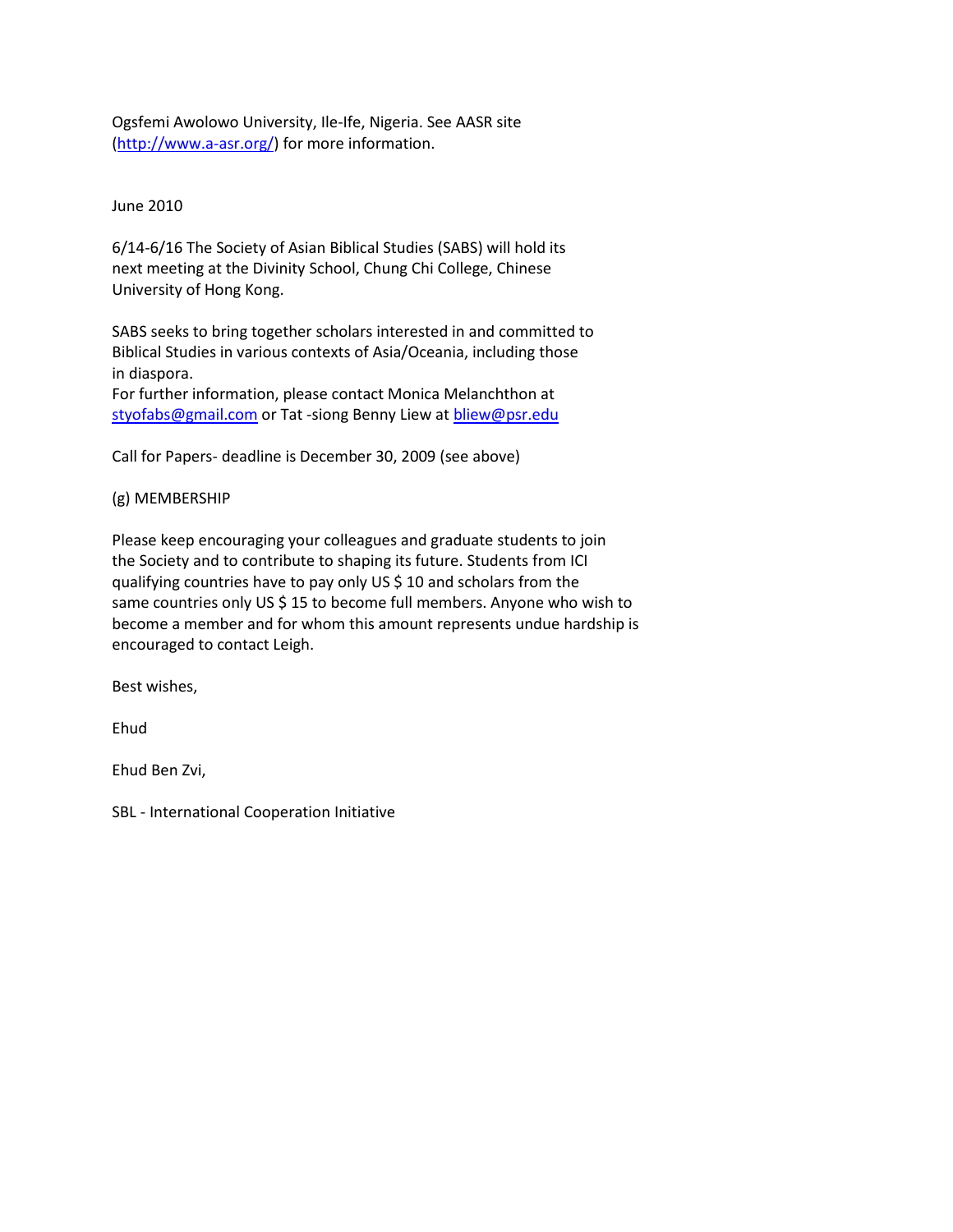Ogsfemi Awolowo University, Ile-Ife, Nigeria. See AASR site (http://www.a-asr.org/) for more information.

June 2010

6/14-6/16 The Society of Asian Biblical Studies (SABS) will hold its next meeting at the Divinity School, Chung Chi College, Chinese University of Hong Kong.

SABS seeks to bring together scholars interested in and committed to Biblical Studies in various contexts of Asia/Oceania, including those in diaspora.
For further information, please contact Monica Melanchthon at styofabs@gmail.com or Tat -siong Benny Liew at bliew@psr.edu

Call for Papers- deadline is December 30, 2009 (see above)

(g) MEMBERSHIP

Please keep encouraging your colleagues and graduate students to join the Society and to contribute to shaping its future. Students from ICI qualifying countries have to pay only US $ 10 and scholars from the same countries only US $ 15 to become full members. Anyone who wish to become a member and for whom this amount represents undue hardship is encouraged to contact Leigh.

Best wishes,

Ehud

Ehud Ben Zvi,

SBL - International Cooperation Initiative